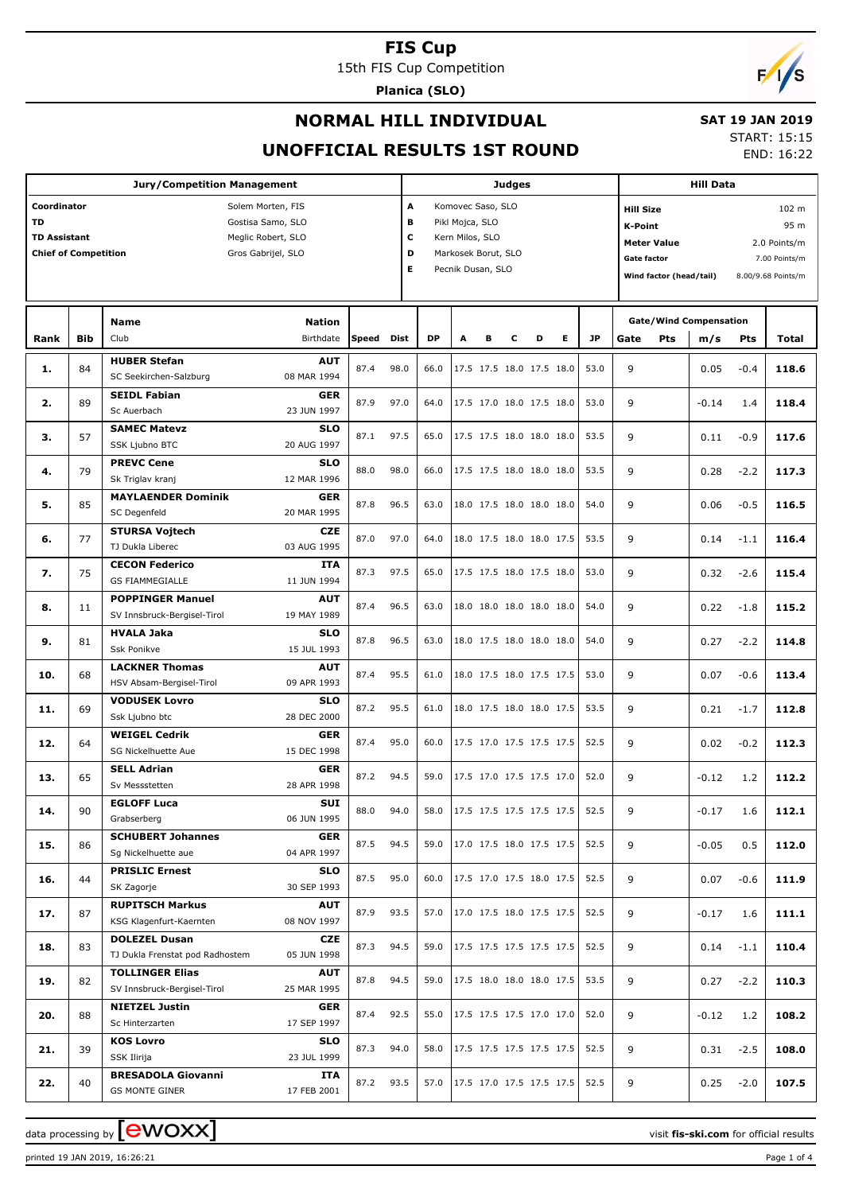# FIS Cup

15th FIS Cup Competition

**Planica (SLO)**

## NORMAL HILL INDIVIDUAL

## UNOFFICIAL RESULTS 1ST ROUND

**SAT 19 JAN 2019**

START: 15:15

END: 16:22

| Jury/Competition Management | | Judges | | Hill Data | |
|---|---|---|---|---|---|
| Coordinator | Solem Morten, FIS | A | Komovec Saso, SLO | Hill Size | 102 m |
| TD | Gostisa Samo, SLO | B | Pikl Mojca, SLO | K-Point | 95 m |
| TD Assistant | Meglic Robert, SLO | C | Kern Milos, SLO | Meter Value | 2.0 Points/m |
| Chief of Competition | Gros Gabrijel, SLO | D | Markosek Borut, SLO | Gate factor | 7.00 Points/m |
| | | E | Pecnik Dusan, SLO | Wind factor (head/tail) | 8.00/9.68 Points/m |

| Rank | Bib | Name / Club | Nation / Birthdate | Speed | Dist | DP | A | B | C | D | E | JP | Gate | Pts | m/s | Pts | Total |
|---|---|---|---|---|---|---|---|---|---|---|---|---|---|---|---|---|---|
| 1. | 84 | HUBER Stefan / SC Seekirchen-Salzburg | AUT / 08 MAR 1994 | 87.4 | 98.0 | 66.0 | 17.5 | 17.5 | 18.0 | 17.5 | 18.0 | 53.0 | 9 | | 0.05 | -0.4 | 118.6 |
| 2. | 89 | SEIDL Fabian / Sc Auerbach | GER / 23 JUN 1997 | 87.9 | 97.0 | 64.0 | 17.5 | 17.0 | 18.0 | 17.5 | 18.0 | 53.0 | 9 | | -0.14 | 1.4 | 118.4 |
| 3. | 57 | SAMEC Matevz / SSK Ljubno BTC | SLO / 20 AUG 1997 | 87.1 | 97.5 | 65.0 | 17.5 | 17.5 | 18.0 | 18.0 | 18.0 | 53.5 | 9 | | 0.11 | -0.9 | 117.6 |
| 4. | 79 | PREVC Cene / Sk Triglav kranj | SLO / 12 MAR 1996 | 88.0 | 98.0 | 66.0 | 17.5 | 17.5 | 18.0 | 18.0 | 18.0 | 53.5 | 9 | | 0.28 | -2.2 | 117.3 |
| 5. | 85 | MAYLAENDER Dominik / SC Degenfeld | GER / 20 MAR 1995 | 87.8 | 96.5 | 63.0 | 18.0 | 17.5 | 18.0 | 18.0 | 18.0 | 54.0 | 9 | | 0.06 | -0.5 | 116.5 |
| 6. | 77 | STURSA Vojtech / TJ Dukla Liberec | CZE / 03 AUG 1995 | 87.0 | 97.0 | 64.0 | 18.0 | 17.5 | 18.0 | 18.0 | 17.5 | 53.5 | 9 | | 0.14 | -1.1 | 116.4 |
| 7. | 75 | CECON Federico / GS FIAMMEGIALLE | ITA / 11 JUN 1994 | 87.3 | 97.5 | 65.0 | 17.5 | 17.5 | 18.0 | 17.5 | 18.0 | 53.0 | 9 | | 0.32 | -2.6 | 115.4 |
| 8. | 11 | POPPINGER Manuel / SV Innsbruck-Bergisel-Tirol | AUT / 19 MAY 1989 | 87.4 | 96.5 | 63.0 | 18.0 | 18.0 | 18.0 | 18.0 | 18.0 | 54.0 | 9 | | 0.22 | -1.8 | 115.2 |
| 9. | 81 | HVALA Jaka / Ssk Ponikve | SLO / 15 JUL 1993 | 87.8 | 96.5 | 63.0 | 18.0 | 17.5 | 18.0 | 18.0 | 18.0 | 54.0 | 9 | | 0.27 | -2.2 | 114.8 |
| 10. | 68 | LACKNER Thomas / HSV Absam-Bergisel-Tirol | AUT / 09 APR 1993 | 87.4 | 95.5 | 61.0 | 18.0 | 17.5 | 18.0 | 17.5 | 17.5 | 53.0 | 9 | | 0.07 | -0.6 | 113.4 |
| 11. | 69 | VODUSEK Lovro / Ssk Ljubno btc | SLO / 28 DEC 2000 | 87.2 | 95.5 | 61.0 | 18.0 | 17.5 | 18.0 | 18.0 | 17.5 | 53.5 | 9 | | 0.21 | -1.7 | 112.8 |
| 12. | 64 | WEIGEL Cedrik / SG Nickelhuette Aue | GER / 15 DEC 1998 | 87.4 | 95.0 | 60.0 | 17.5 | 17.0 | 17.5 | 17.5 | 17.5 | 52.5 | 9 | | 0.02 | -0.2 | 112.3 |
| 13. | 65 | SELL Adrian / Sv Messstetten | GER / 28 APR 1998 | 87.2 | 94.5 | 59.0 | 17.5 | 17.0 | 17.5 | 17.5 | 17.0 | 52.0 | 9 | | -0.12 | 1.2 | 112.2 |
| 14. | 90 | EGLOFF Luca / Grabserberg | SUI / 06 JUN 1995 | 88.0 | 94.0 | 58.0 | 17.5 | 17.5 | 17.5 | 17.5 | 17.5 | 52.5 | 9 | | -0.17 | 1.6 | 112.1 |
| 15. | 86 | SCHUBERT Johannes / Sg Nickelhuette aue | GER / 04 APR 1997 | 87.5 | 94.5 | 59.0 | 17.0 | 17.5 | 18.0 | 17.5 | 17.5 | 52.5 | 9 | | -0.05 | 0.5 | 112.0 |
| 16. | 44 | PRISLIC Ernest / SK Zagorje | SLO / 30 SEP 1993 | 87.5 | 95.0 | 60.0 | 17.5 | 17.0 | 17.5 | 18.0 | 17.5 | 52.5 | 9 | | 0.07 | -0.6 | 111.9 |
| 17. | 87 | RUPITSCH Markus / KSG Klagenfurt-Kaernten | AUT / 08 NOV 1997 | 87.9 | 93.5 | 57.0 | 17.0 | 17.5 | 18.0 | 17.5 | 17.5 | 52.5 | 9 | | -0.17 | 1.6 | 111.1 |
| 18. | 83 | DOLEZEL Dusan / TJ Dukla Frenstat pod Radhostem | CZE / 05 JUN 1998 | 87.3 | 94.5 | 59.0 | 17.5 | 17.5 | 17.5 | 17.5 | 17.5 | 52.5 | 9 | | 0.14 | -1.1 | 110.4 |
| 19. | 82 | TOLLINGER Elias / SV Innsbruck-Bergisel-Tirol | AUT / 25 MAR 1995 | 87.8 | 94.5 | 59.0 | 17.5 | 18.0 | 18.0 | 18.0 | 17.5 | 53.5 | 9 | | 0.27 | -2.2 | 110.3 |
| 20. | 88 | NIETZEL Justin / Sc Hinterzarten | GER / 17 SEP 1997 | 87.4 | 92.5 | 55.0 | 17.5 | 17.5 | 17.5 | 17.0 | 17.0 | 52.0 | 9 | | -0.12 | 1.2 | 108.2 |
| 21. | 39 | KOS Lovro / SSK Ilirija | SLO / 23 JUL 1999 | 87.3 | 94.0 | 58.0 | 17.5 | 17.5 | 17.5 | 17.5 | 17.5 | 52.5 | 9 | | 0.31 | -2.5 | 108.0 |
| 22. | 40 | BRESADOLA Giovanni / GS MONTE GINER | ITA / 17 FEB 2001 | 87.2 | 93.5 | 57.0 | 17.5 | 17.0 | 17.5 | 17.5 | 17.5 | 52.5 | 9 | | 0.25 | -2.0 | 107.5 |

data processing by ewoxx — visit fis-ski.com for official results

printed 19 JAN 2019, 16:26:21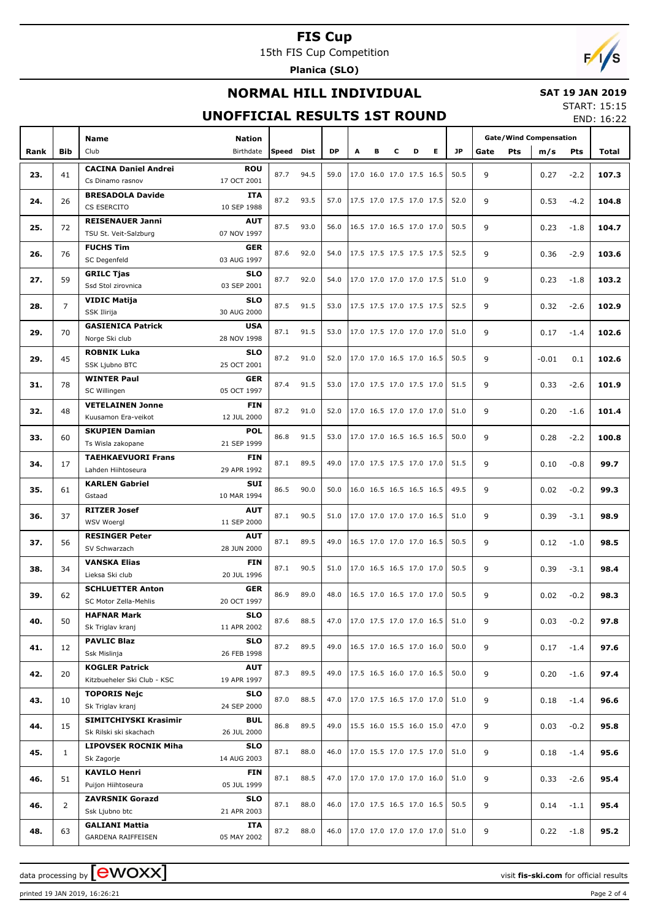# FIS Cup

15th FIS Cup Competition

**Planica (SLO)**

## NORMAL HILL INDIVIDUAL

**SAT 19 JAN 2019**

START: 15:15

END: 16:22

## UNOFFICIAL RESULTS 1ST ROUND

| Rank | Bib | Name / Club | Nation / Birthdate | Speed | Dist | DP | A | B | C | D | E | JP | Gate | Pts | m/s | Pts | Total |
|---|---|---|---|---|---|---|---|---|---|---|---|---|---|---|---|---|---|
| 23. | 41 | **CACINA Daniel Andrei** / Cs Dinamo rasnov | ROU / 17 OCT 2001 | 87.7 | 94.5 | 59.0 | 17.0 | 16.0 | 17.0 | 17.5 | 16.5 | 50.5 | 9 | | 0.27 | -2.2 | **107.3** |
| 24. | 26 | **BRESADOLA Davide** / CS ESERCITO | ITA / 10 SEP 1988 | 87.2 | 93.5 | 57.0 | 17.5 | 17.0 | 17.5 | 17.0 | 17.5 | 52.0 | 9 | | 0.53 | -4.2 | **104.8** |
| 25. | 72 | **REISENAUER Janni** / TSU St. Veit-Salzburg | AUT / 07 NOV 1997 | 87.5 | 93.0 | 56.0 | 16.5 | 17.0 | 16.5 | 17.0 | 17.0 | 50.5 | 9 | | 0.23 | -1.8 | **104.7** |
| 26. | 76 | **FUCHS Tim** / SC Degenfeld | GER / 03 AUG 1997 | 87.6 | 92.0 | 54.0 | 17.5 | 17.5 | 17.5 | 17.5 | 17.5 | 52.5 | 9 | | 0.36 | -2.9 | **103.6** |
| 27. | 59 | **GRILC Tjas** / Ssd Stol zirovnica | SLO / 03 SEP 2001 | 87.7 | 92.0 | 54.0 | 17.0 | 17.0 | 17.0 | 17.0 | 17.5 | 51.0 | 9 | | 0.23 | -1.8 | **103.2** |
| 28. | 7 | **VIDIC Matija** / SSK Ilirija | SLO / 30 AUG 2000 | 87.5 | 91.5 | 53.0 | 17.5 | 17.5 | 17.0 | 17.5 | 17.5 | 52.5 | 9 | | 0.32 | -2.6 | **102.9** |
| 29. | 70 | **GASIENICA Patrick** / Norge Ski club | USA / 28 NOV 1998 | 87.1 | 91.5 | 53.0 | 17.0 | 17.5 | 17.0 | 17.0 | 17.0 | 51.0 | 9 | | 0.17 | -1.4 | **102.6** |
| 29. | 45 | **ROBNIK Luka** / SSK Ljubno BTC | SLO / 25 OCT 2001 | 87.2 | 91.0 | 52.0 | 17.0 | 17.0 | 16.5 | 17.0 | 16.5 | 50.5 | 9 | | -0.01 | 0.1 | **102.6** |
| 31. | 78 | **WINTER Paul** / SC Willingen | GER / 05 OCT 1997 | 87.4 | 91.5 | 53.0 | 17.0 | 17.5 | 17.0 | 17.5 | 17.0 | 51.5 | 9 | | 0.33 | -2.6 | **101.9** |
| 32. | 48 | **VETELAINEN Jonne** / Kuusamon Era-veikot | FIN / 12 JUL 2000 | 87.2 | 91.0 | 52.0 | 17.0 | 16.5 | 17.0 | 17.0 | 17.0 | 51.0 | 9 | | 0.20 | -1.6 | **101.4** |
| 33. | 60 | **SKUPIEN Damian** / Ts Wisla zakopane | POL / 21 SEP 1999 | 86.8 | 91.5 | 53.0 | 17.0 | 17.0 | 16.5 | 16.5 | 16.5 | 50.0 | 9 | | 0.28 | -2.2 | **100.8** |
| 34. | 17 | **TAEHKAEVUORI Frans** / Lahden Hiihtoseura | FIN / 29 APR 1992 | 87.1 | 89.5 | 49.0 | 17.0 | 17.5 | 17.5 | 17.0 | 17.0 | 51.5 | 9 | | 0.10 | -0.8 | **99.7** |
| 35. | 61 | **KARLEN Gabriel** / Gstaad | SUI / 10 MAR 1994 | 86.5 | 90.0 | 50.0 | 16.0 | 16.5 | 16.5 | 16.5 | 16.5 | 49.5 | 9 | | 0.02 | -0.2 | **99.3** |
| 36. | 37 | **RITZER Josef** / WSV Woergl | AUT / 11 SEP 2000 | 87.1 | 90.5 | 51.0 | 17.0 | 17.0 | 17.0 | 17.0 | 16.5 | 51.0 | 9 | | 0.39 | -3.1 | **98.9** |
| 37. | 56 | **RESINGER Peter** / SV Schwarzach | AUT / 28 JUN 2000 | 87.1 | 89.5 | 49.0 | 16.5 | 17.0 | 17.0 | 17.0 | 16.5 | 50.5 | 9 | | 0.12 | -1.0 | **98.5** |
| 38. | 34 | **VANSKA Elias** / Lieksa Ski club | FIN / 20 JUL 1996 | 87.1 | 90.5 | 51.0 | 17.0 | 16.5 | 16.5 | 17.0 | 17.0 | 50.5 | 9 | | 0.39 | -3.1 | **98.4** |
| 39. | 62 | **SCHLUETTER Anton** / SC Motor Zella-Mehlis | GER / 20 OCT 1997 | 86.9 | 89.0 | 48.0 | 16.5 | 17.0 | 16.5 | 17.0 | 17.0 | 50.5 | 9 | | 0.02 | -0.2 | **98.3** |
| 40. | 50 | **HAFNAR Mark** / Sk Triglav kranj | SLO / 11 APR 2002 | 87.6 | 88.5 | 47.0 | 17.0 | 17.5 | 17.0 | 17.0 | 16.5 | 51.0 | 9 | | 0.03 | -0.2 | **97.8** |
| 41. | 12 | **PAVLIC Blaz** / Ssk Mislinja | SLO / 26 FEB 1998 | 87.2 | 89.5 | 49.0 | 16.5 | 17.0 | 16.5 | 17.0 | 16.0 | 50.0 | 9 | | 0.17 | -1.4 | **97.6** |
| 42. | 20 | **KOGLER Patrick** / Kitzbueheler Ski Club - KSC | AUT / 19 APR 1997 | 87.3 | 89.5 | 49.0 | 17.5 | 16.5 | 16.0 | 17.0 | 16.5 | 50.0 | 9 | | 0.20 | -1.6 | **97.4** |
| 43. | 10 | **TOPORIS Nejc** / Sk Triglav kranj | SLO / 24 SEP 2000 | 87.0 | 88.5 | 47.0 | 17.0 | 17.5 | 16.5 | 17.0 | 17.0 | 51.0 | 9 | | 0.18 | -1.4 | **96.6** |
| 44. | 15 | **SIMITCHIYSKI Krasimir** / Sk Rilski ski skachach | BUL / 26 JUL 2000 | 86.8 | 89.5 | 49.0 | 15.5 | 16.0 | 15.5 | 16.0 | 15.0 | 47.0 | 9 | | 0.03 | -0.2 | **95.8** |
| 45. | 1 | **LIPOVSEK ROCNIK Miha** / Sk Zagorje | SLO / 14 AUG 2003 | 87.1 | 88.0 | 46.0 | 17.0 | 15.5 | 17.0 | 17.5 | 17.0 | 51.0 | 9 | | 0.18 | -1.4 | **95.6** |
| 46. | 51 | **KAVILO Henri** / Puijon Hiihtoseura | FIN / 05 JUL 1999 | 87.1 | 88.5 | 47.0 | 17.0 | 17.0 | 17.0 | 17.0 | 16.0 | 51.0 | 9 | | 0.33 | -2.6 | **95.4** |
| 46. | 2 | **ZAVRSNIK Gorazd** / Ssk Ljubno btc | SLO / 21 APR 2003 | 87.1 | 88.0 | 46.0 | 17.0 | 17.5 | 16.5 | 17.0 | 16.5 | 50.5 | 9 | | 0.14 | -1.1 | **95.4** |
| 48. | 63 | **GALIANI Mattia** / GARDENA RAIFFEISEN | ITA / 05 MAY 2002 | 87.2 | 88.0 | 46.0 | 17.0 | 17.0 | 17.0 | 17.0 | 17.0 | 51.0 | 9 | | 0.22 | -1.8 | **95.2** |

data processing by EWOXX — visit **fis-ski.com** for official results

printed 19 JAN 2019, 16:26:21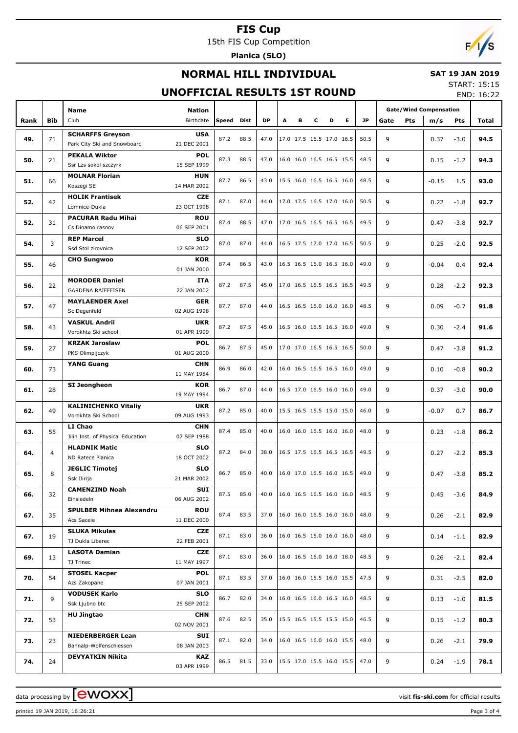# FIS Cup

15th FIS Cup Competition

**Planica (SLO)**

## NORMAL HILL INDIVIDUAL

**SAT 19 JAN 2019**

START: 15:15

END: 16:22

## UNOFFICIAL RESULTS 1ST ROUND

| Rank | Bib | Name<br>Club | Nation<br>Birthdate | Speed | Dist | DP | A | B | C | D | E | JP | Gate | Pts | m/s | Pts | Total |
|---|---|---|---|---|---|---|---|---|---|---|---|---|---|---|---|---|---|
| | | | | | | | | | | | | | Gate/Wind Compensation | | | | |
| 49. | 71 | **SCHARFFS Greyson**<br>Park City Ski and Snowboard | **USA**<br>21 DEC 2001 | 87.2 | 88.5 | 47.0 | 17.0 | 17.5 | 16.5 | 17.0 | 16.5 | 50.5 | 9 | | 0.37 | -3.0 | **94.5** |
| 50. | 21 | **PEKALA Wiktor**<br>Ssr Lzs sokol szczyrk | **POL**<br>15 SEP 1999 | 87.3 | 88.5 | 47.0 | 16.0 | 16.0 | 16.5 | 16.5 | 15.5 | 48.5 | 9 | | 0.15 | -1.2 | **94.3** |
| 51. | 66 | **MOLNAR Florian**<br>Koszegi SE | **HUN**<br>14 MAR 2002 | 87.7 | 86.5 | 43.0 | 15.5 | 16.0 | 16.5 | 16.5 | 16.0 | 48.5 | 9 | | -0.15 | 1.5 | **93.0** |
| 52. | 42 | **HOLIK Frantisek**<br>Lomnice-Dukla | **CZE**<br>23 OCT 1998 | 87.1 | 87.0 | 44.0 | 17.0 | 17.5 | 16.5 | 17.0 | 16.0 | 50.5 | 9 | | 0.22 | -1.8 | **92.7** |
| 52. | 31 | **PACURAR Radu Mihai**<br>Cs Dinamo rasnov | **ROU**<br>06 SEP 2001 | 87.4 | 88.5 | 47.0 | 17.0 | 16.5 | 16.5 | 16.5 | 16.5 | 49.5 | 9 | | 0.47 | -3.8 | **92.7** |
| 54. | 3 | **REP Marcel**<br>Ssd Stol zirovnica | **SLO**<br>12 SEP 2002 | 87.0 | 87.0 | 44.0 | 16.5 | 17.5 | 17.0 | 17.0 | 16.5 | 50.5 | 9 | | 0.25 | -2.0 | **92.5** |
| 55. | 46 | **CHO Sungwoo** | **KOR**<br>01 JAN 2000 | 87.4 | 86.5 | 43.0 | 16.5 | 16.5 | 16.0 | 16.5 | 16.0 | 49.0 | 9 | | -0.04 | 0.4 | **92.4** |
| 56. | 22 | **MORODER Daniel**<br>GARDENA RAIFFEISEN | **ITA**<br>22 JAN 2002 | 87.2 | 87.5 | 45.0 | 17.0 | 16.5 | 16.5 | 16.5 | 16.5 | 49.5 | 9 | | 0.28 | -2.2 | **92.3** |
| 57. | 47 | **MAYLAENDER Axel**<br>Sc Degenfeld | **GER**<br>02 AUG 1998 | 87.7 | 87.0 | 44.0 | 16.5 | 16.5 | 16.0 | 16.0 | 16.0 | 48.5 | 9 | | 0.09 | -0.7 | **91.8** |
| 58. | 43 | **VASKUL Andrii**<br>Vorokhta Ski school | **UKR**<br>01 APR 1999 | 87.2 | 87.5 | 45.0 | 16.5 | 16.0 | 16.5 | 16.5 | 16.0 | 49.0 | 9 | | 0.30 | -2.4 | **91.6** |
| 59. | 27 | **KRZAK Jaroslaw**<br>PKS Olimpijczyk | **POL**<br>01 AUG 2000 | 86.7 | 87.5 | 45.0 | 17.0 | 17.0 | 16.5 | 16.5 | 16.5 | 50.0 | 9 | | 0.47 | -3.8 | **91.2** |
| 60. | 73 | **YANG Guang** | **CHN**<br>11 MAY 1984 | 86.9 | 86.0 | 42.0 | 16.0 | 16.5 | 16.5 | 16.5 | 16.0 | 49.0 | 9 | | 0.10 | -0.8 | **90.2** |
| 61. | 28 | **SI Jeongheon** | **KOR**<br>19 MAY 1994 | 86.7 | 87.0 | 44.0 | 16.5 | 17.0 | 16.5 | 16.0 | 16.0 | 49.0 | 9 | | 0.37 | -3.0 | **90.0** |
| 62. | 49 | **KALINICHENKO Vitaliy**<br>Vorokhta Ski School | **UKR**<br>09 AUG 1993 | 87.2 | 85.0 | 40.0 | 15.5 | 16.5 | 15.5 | 15.0 | 15.0 | 46.0 | 9 | | -0.07 | 0.7 | **86.7** |
| 63. | 55 | **LI Chao**<br>Jilin Inst. of Physical Education | **CHN**<br>07 SEP 1988 | 87.4 | 85.0 | 40.0 | 16.0 | 16.0 | 16.5 | 16.0 | 16.0 | 48.0 | 9 | | 0.23 | -1.8 | **86.2** |
| 64. | 4 | **HLADNIK Matic**<br>ND Ratece Planica | **SLO**<br>18 OCT 2002 | 87.2 | 84.0 | 38.0 | 16.5 | 17.5 | 16.5 | 16.5 | 16.5 | 49.5 | 9 | | 0.27 | -2.2 | **85.3** |
| 65. | 8 | **JEGLIC Timotej**<br>Ssk Ilirija | **SLO**<br>21 MAR 2002 | 86.7 | 85.0 | 40.0 | 16.0 | 17.0 | 16.5 | 16.0 | 16.5 | 49.0 | 9 | | 0.47 | -3.8 | **85.2** |
| 66. | 32 | **CAMENZIND Noah**<br>Einsiedeln | **SUI**<br>06 AUG 2002 | 87.5 | 85.0 | 40.0 | 16.0 | 16.5 | 16.5 | 16.0 | 16.0 | 48.5 | 9 | | 0.45 | -3.6 | **84.9** |
| 67. | 35 | **SPULBER Mihnea Alexandru**<br>Acs Sacele | **ROU**<br>11 DEC 2000 | 87.4 | 83.5 | 37.0 | 16.0 | 16.0 | 16.5 | 16.0 | 16.0 | 48.0 | 9 | | 0.26 | -2.1 | **82.9** |
| 67. | 19 | **SLUKA Mikulas**<br>TJ Dukla Liberec | **CZE**<br>22 FEB 2001 | 87.1 | 83.0 | 36.0 | 16.0 | 16.5 | 15.0 | 16.0 | 16.0 | 48.0 | 9 | | 0.14 | -1.1 | **82.9** |
| 69. | 13 | **LASOTA Damian**<br>TJ Trinec | **CZE**<br>11 MAY 1997 | 87.1 | 83.0 | 36.0 | 16.0 | 16.5 | 16.0 | 16.0 | 18.0 | 48.5 | 9 | | 0.26 | -2.1 | **82.4** |
| 70. | 54 | **STOSEL Kacper**<br>Azs Zakopane | **POL**<br>07 JAN 2001 | 87.1 | 83.5 | 37.0 | 16.0 | 16.0 | 15.5 | 16.0 | 15.5 | 47.5 | 9 | | 0.31 | -2.5 | **82.0** |
| 71. | 9 | **VODUSEK Karlo**<br>Ssk Ljubno btc | **SLO**<br>25 SEP 2002 | 86.7 | 82.0 | 34.0 | 16.0 | 16.5 | 16.0 | 16.5 | 16.0 | 48.5 | 9 | | 0.13 | -1.0 | **81.5** |
| 72. | 53 | **HU Jingtao** | **CHN**<br>02 NOV 2001 | 87.6 | 82.5 | 35.0 | 15.5 | 16.5 | 15.5 | 15.5 | 15.0 | 46.5 | 9 | | 0.15 | -1.2 | **80.3** |
| 73. | 23 | **NIEDERBERGER Lean**<br>Bannalp-Wolfenschiessen | **SUI**<br>08 JAN 2003 | 87.1 | 82.0 | 34.0 | 16.0 | 16.5 | 16.0 | 16.0 | 15.5 | 48.0 | 9 | | 0.26 | -2.1 | **79.9** |
| 74. | 24 | **DEVYATKIN Nikita** | **KAZ**<br>03 APR 1999 | 86.5 | 81.5 | 33.0 | 15.5 | 17.0 | 15.5 | 16.0 | 15.5 | 47.0 | 9 | | 0.24 | -1.9 | **78.1** |

data processing by [ewoxx] visit **fis-ski.com** for official results

printed 19 JAN 2019, 16:26:21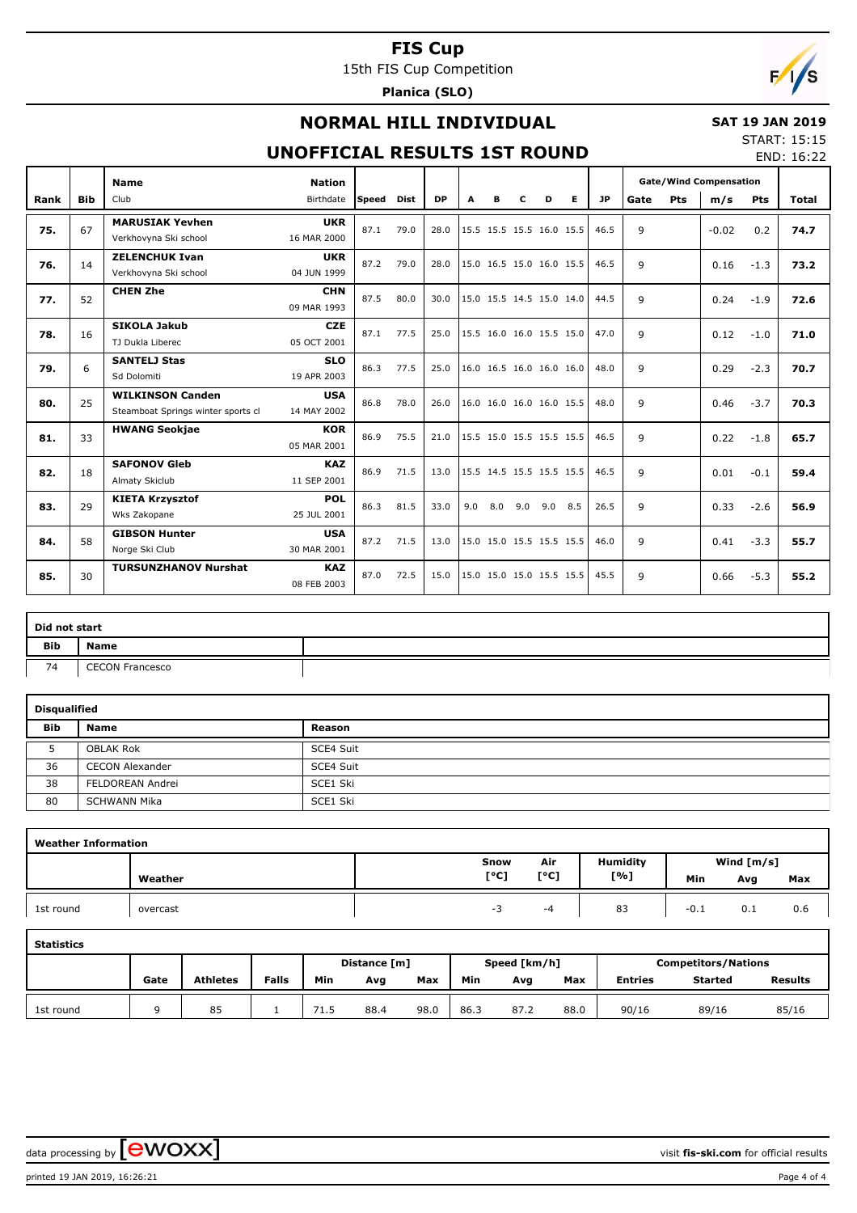# FIS Cup

15th FIS Cup Competition

**Planica (SLO)**

## NORMAL HILL INDIVIDUAL

**SAT 19 JAN 2019**

START: 15:15

END: 16:22

## UNOFFICIAL RESULTS 1ST ROUND

| Rank | Bib | Name / Club | Nation / Birthdate | Speed | Dist | DP | A | B | C | D | E | JP | Gate | Gate Pts | Wind m/s | Wind Pts | Total |
|---|---|---|---|---|---|---|---|---|---|---|---|---|---|---|---|---|---|
| 75. | 67 | **MARUSIAK Yevhen** Verkhovyna Ski school | **UKR** 16 MAR 2000 | 87.1 | 79.0 | 28.0 | 15.5 | 15.5 | 15.5 | 16.0 | 15.5 | 46.5 | 9 | | -0.02 | 0.2 | **74.7** |
| 76. | 14 | **ZELENCHUK Ivan** Verkhovyna Ski school | **UKR** 04 JUN 1999 | 87.2 | 79.0 | 28.0 | 15.0 | 16.5 | 15.0 | 16.0 | 15.5 | 46.5 | 9 | | 0.16 | -1.3 | **73.2** |
| 77. | 52 | **CHEN Zhe** | **CHN** 09 MAR 1993 | 87.5 | 80.0 | 30.0 | 15.0 | 15.5 | 14.5 | 15.0 | 14.0 | 44.5 | 9 | | 0.24 | -1.9 | **72.6** |
| 78. | 16 | **SIKOLA Jakub** TJ Dukla Liberec | **CZE** 05 OCT 2001 | 87.1 | 77.5 | 25.0 | 15.5 | 16.0 | 16.0 | 15.5 | 15.0 | 47.0 | 9 | | 0.12 | -1.0 | **71.0** |
| 79. | 6 | **SANTELJ Stas** Sd Dolomiti | **SLO** 19 APR 2003 | 86.3 | 77.5 | 25.0 | 16.0 | 16.5 | 16.0 | 16.0 | 16.0 | 48.0 | 9 | | 0.29 | -2.3 | **70.7** |
| 80. | 25 | **WILKINSON Canden** Steamboat Springs winter sports cl | **USA** 14 MAY 2002 | 86.8 | 78.0 | 26.0 | 16.0 | 16.0 | 16.0 | 16.0 | 15.5 | 48.0 | 9 | | 0.46 | -3.7 | **70.3** |
| 81. | 33 | **HWANG Seokjae** | **KOR** 05 MAR 2001 | 86.9 | 75.5 | 21.0 | 15.5 | 15.0 | 15.5 | 15.5 | 15.5 | 46.5 | 9 | | 0.22 | -1.8 | **65.7** |
| 82. | 18 | **SAFONOV Gleb** Almaty Skiclub | **KAZ** 11 SEP 2001 | 86.9 | 71.5 | 13.0 | 15.5 | 14.5 | 15.5 | 15.5 | 15.5 | 46.5 | 9 | | 0.01 | -0.1 | **59.4** |
| 83. | 29 | **KIETA Krzysztof** Wks Zakopane | **POL** 25 JUL 2001 | 86.3 | 81.5 | 33.0 | 9.0 | 8.0 | 9.0 | 9.0 | 8.5 | 26.5 | 9 | | 0.33 | -2.6 | **56.9** |
| 84. | 58 | **GIBSON Hunter** Norge Ski Club | **USA** 30 MAR 2001 | 87.2 | 71.5 | 13.0 | 15.0 | 15.0 | 15.5 | 15.5 | 15.5 | 46.0 | 9 | | 0.41 | -3.3 | **55.7** |
| 85. | 30 | **TURSUNZHANOV Nurshat** | **KAZ** 08 FEB 2003 | 87.0 | 72.5 | 15.0 | 15.0 | 15.0 | 15.0 | 15.5 | 15.5 | 45.5 | 9 | | 0.66 | -5.3 | **55.2** |

**Did not start**

| Bib | Name |
|---|---|
| 74 | CECON Francesco |

**Disqualified**

| Bib | Name | Reason |
|---|---|---|
| 5 | OBLAK Rok | SCE4 Suit |
| 36 | CECON Alexander | SCE4 Suit |
| 38 | FELDOREAN Andrei | SCE1 Ski |
| 80 | SCHWANN Mika | SCE1 Ski |

**Weather Information**

| | Weather | Snow [°C] | Air [°C] | Humidity [%] | Wind [m/s] Min | Wind [m/s] Avg | Wind [m/s] Max |
|---|---|---|---|---|---|---|---|
| 1st round | overcast | -3 | -4 | 83 | -0.1 | 0.1 | 0.6 |

**Statistics**

| | Gate | Athletes | Falls | Distance [m] Min | Distance [m] Avg | Distance [m] Max | Speed [km/h] Min | Speed [km/h] Avg | Speed [km/h] Max | Competitors/Nations Entries | Competitors/Nations Started | Competitors/Nations Results |
|---|---|---|---|---|---|---|---|---|---|---|---|---|
| 1st round | 9 | 85 | 1 | 71.5 | 88.4 | 98.0 | 86.3 | 87.2 | 88.0 | 90/16 | 89/16 | 85/16 |

data processing by EWOXX — visit **fis-ski.com** for official results

printed 19 JAN 2019, 16:26:21